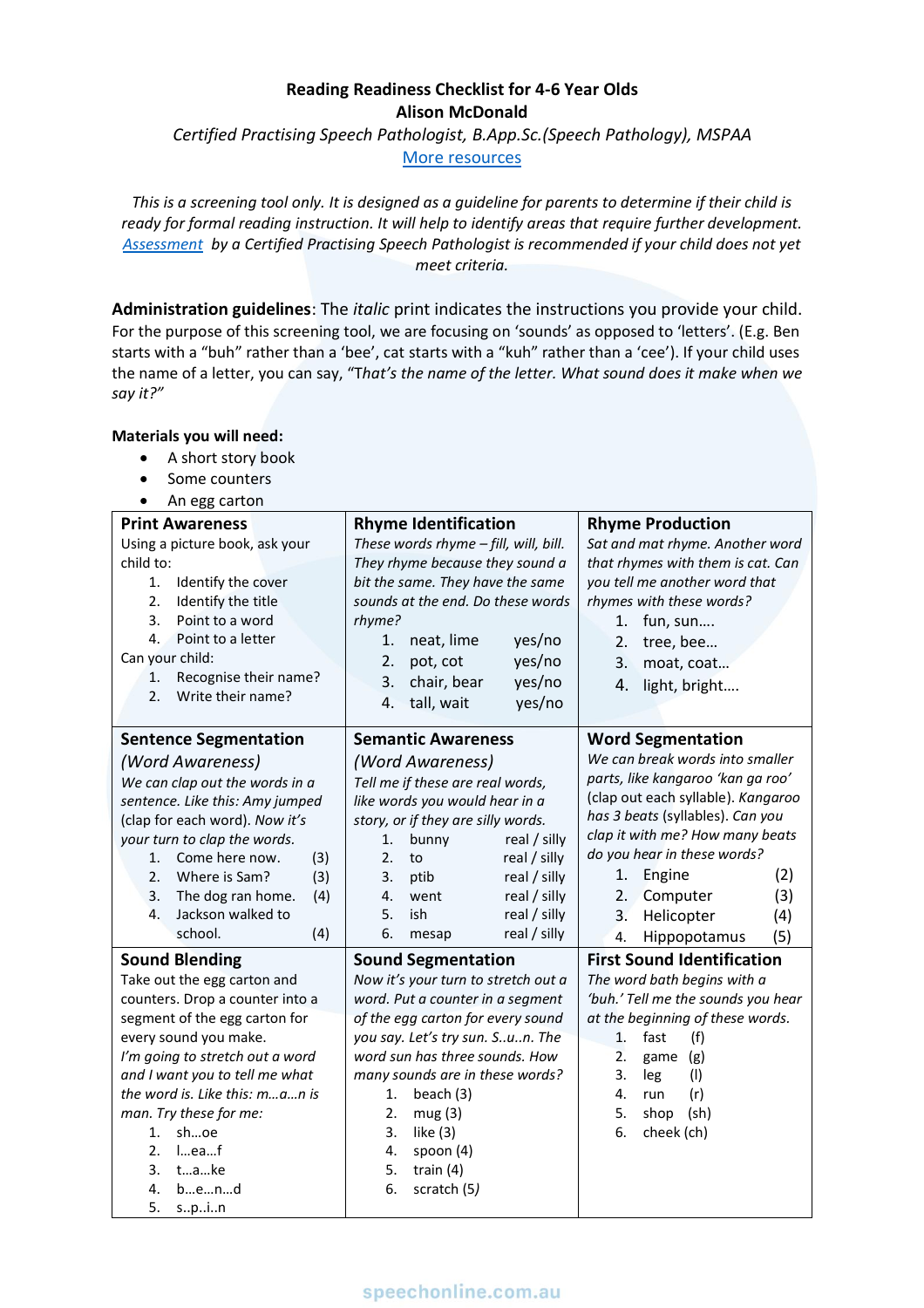**Reading Readiness Checklist for 4-6 Year Olds**

**Alison McDonald**

*Certified Practising Speech Pathologist, B.App.Sc.(Speech Pathology), MSPAA*

More resources

*This is a screening tool only. It is designed as a guideline for parents to determine if their child is ready for formal reading instruction. It will help to identify areas that require further development.* Assessment *by a Certified Practising Speech Pathologist is recommended if your child does not yet meet criteria.*

**Administration guidelines**: The *italic* print indicates the instructions you provide your child. For the purpose of this screening tool, we are focusing on 'sounds' as opposed to 'letters'. (E.g. Ben starts with a "buh" rather than a 'bee', cat starts with a "kuh" rather than a 'cee'). If your child uses the name of a letter, you can say, "*That's the name of the letter. What sound does it make when we say it?"*

**Materials you will need:**

- A short story book
- Some counters
- An egg carton

### Print Awareness

Using a picture book, ask your child to:

1. Identify the cover
2. Identify the title
3. Point to a word
4. Point to a letter

Can your child:

1. Recognise their name?
2. Write their name?

### Rhyme Identification

*These words rhyme – fill, will, bill. They rhyme because they sound a bit the same. They have the same sounds at the end. Do these words rhyme?*

1. neat, lime yes/no
2. pot, cot yes/no
3. chair, bear yes/no
4. tall, wait yes/no

### Rhyme Production

*Sat and mat rhyme. Another word that rhymes with them is cat. Can you tell me another word that rhymes with these words?*

1. fun, sun….
2. tree, bee…
3. moat, coat…
4. light, bright….

### Sentence Segmentation

*(Word Awareness)*

*We can clap out the words in a sentence. Like this: Amy jumped* (clap for each word). *Now it's your turn to clap the words.*

1. Come here now. (3)
2. Where is Sam? (3)
3. The dog ran home. (4)
4. Jackson walked to school. (4)

### Semantic Awareness

*(Word Awareness)*

*Tell me if these are real words, like words you would hear in a story, or if they are silly words.*

1. bunny real / silly
2. to real / silly
3. ptib real / silly
4. went real / silly
5. ish real / silly
6. mesap real / silly

### Word Segmentation

*We can break words into smaller parts, like kangaroo 'kan ga roo'* (clap out each syllable). *Kangaroo has 3 beats* (syllables). *Can you clap it with me? How many beats do you hear in these words?*

1. Engine (2)
2. Computer (3)
3. Helicopter (4)
4. Hippopotamus (5)

### Sound Blending

Take out the egg carton and counters. Drop a counter into a segment of the egg carton for every sound you make.

*I'm going to stretch out a word and I want you to tell me what the word is. Like this: m…a…n is man. Try these for me:*

1. sh…oe
2. l…ea…f
3. t…a…ke
4. b…e…n…d
5. s..p..i..n

### Sound Segmentation

*Now it's your turn to stretch out a word. Put a counter in a segment of the egg carton for every sound you say. Let's try sun. S..u..n. The word sun has three sounds. How many sounds are in these words?*

1. beach (3)
2. mug (3)
3. like (3)
4. spoon (4)
5. train (4)
6. scratch (5)

### First Sound Identification

*The word bath begins with a 'buh.' Tell me the sounds you hear at the beginning of these words.*

1. fast (f)
2. game (g)
3. leg (l)
4. run (r)
5. shop (sh)
6. cheek (ch)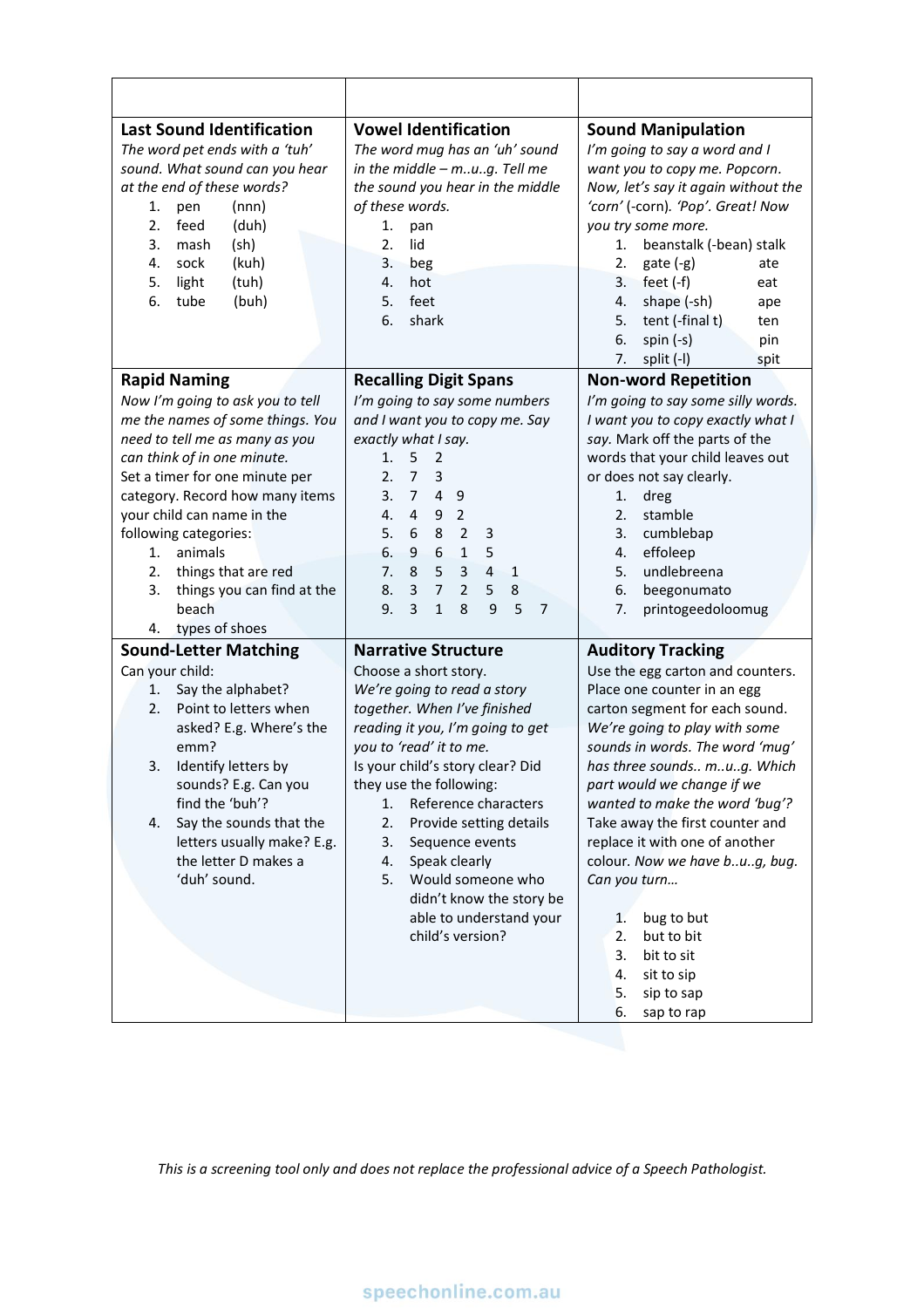### Last Sound Identification

*The word pet ends with a 'tuh' sound. What sound can you hear at the end of these words?*

1. pen (nnn)
2. feed (duh)
3. mash (sh)
4. sock (kuh)
5. light (tuh)
6. tube (buh)

### Vowel Identification

*The word mug has an 'uh' sound in the middle – m..u..g. Tell me the sound you hear in the middle of these words.*

1. pan
2. lid
3. beg
4. hot
5. feet
6. shark

### Sound Manipulation

*I'm going to say a word and I want you to copy me. Popcorn. Now, let's say it again without the 'corn'* (-corn). *'Pop'. Great! Now you try some more.*

1. beanstalk (-bean) stalk
2. gate (-g) ate
3. feet (-f) eat
4. shape (-sh) ape
5. tent (-final t) ten
6. spin (-s) pin
7. split (-l) spit

### Rapid Naming

*Now I'm going to ask you to tell me the names of some things. You need to tell me as many as you can think of in one minute.*

Set a timer for one minute per category. Record how many items your child can name in the following categories:

1. animals
2. things that are red
3. things you can find at the beach
4. types of shoes

### Recalling Digit Spans

*I'm going to say some numbers and I want you to copy me. Say exactly what I say.*

1. 5 2
2. 7 3
3. 7 4 9
4. 4 9 2
5. 6 8 2 3
6. 9 6 1 5
7. 8 5 3 4 1
8. 3 7 2 5 8
9. 3 1 8 9 5 7

### Non-word Repetition

*I'm going to say some silly words. I want you to copy exactly what I say.* Mark off the parts of the words that your child leaves out or does not say clearly.

1. dreg
2. stamble
3. cumblebap
4. effoleep
5. undlebreena
6. beegonumato
7. printogeedoloomug

### Sound-Letter Matching

Can your child:

1. Say the alphabet?
2. Point to letters when asked? E.g. Where's the emm?
3. Identify letters by sounds? E.g. Can you find the 'buh'?
4. Say the sounds that the letters usually make? E.g. the letter D makes a 'duh' sound.

### Narrative Structure

Choose a short story.

*We're going to read a story together. When I've finished reading it you, I'm going to get you to 'read' it to me.*

Is your child's story clear? Did they use the following:

1. Reference characters
2. Provide setting details
3. Sequence events
4. Speak clearly
5. Would someone who didn't know the story be able to understand your child's version?

### Auditory Tracking

Use the egg carton and counters. Place one counter in an egg carton segment for each sound. *We're going to play with some sounds in words. The word 'mug' has three sounds.. m..u..g. Which part would we change if we wanted to make the word 'bug'?* Take away the first counter and replace it with one of another colour. *Now we have b..u..g, bug. Can you turn…*

1. bug to but
2. but to bit
3. bit to sit
4. sit to sip
5. sip to sap
6. sap to rap

*This is a screening tool only and does not replace the professional advice of a Speech Pathologist.*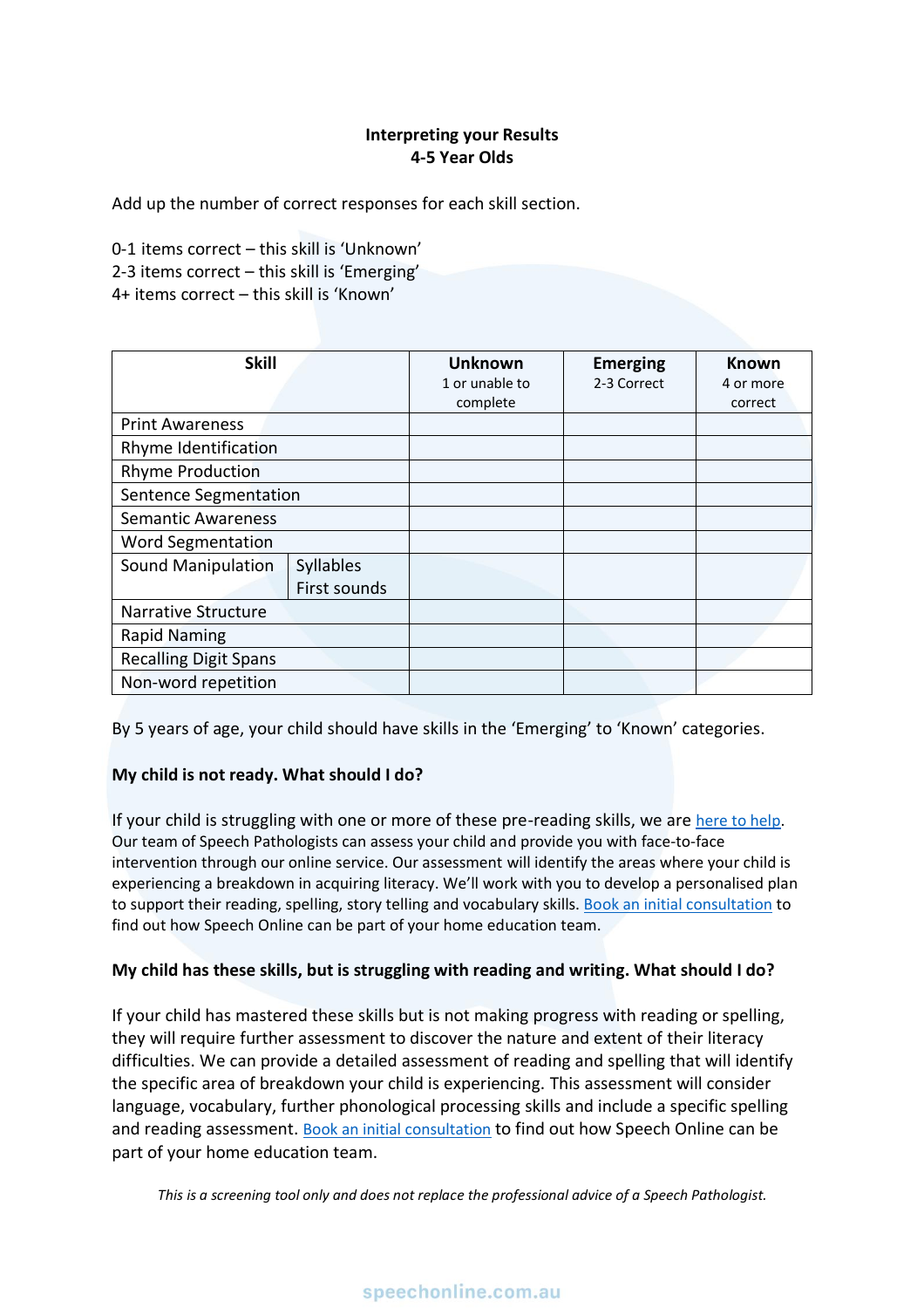# Interpreting your Results
## 4-5 Year Olds

Add up the number of correct responses for each skill section.

0-1 items correct – this skill is 'Unknown'
2-3 items correct – this skill is 'Emerging'
4+ items correct – this skill is 'Known'

| Skill | | Unknown 1 or unable to complete | Emerging 2-3 Correct | Known 4 or more correct |
|---|---|---|---|---|
| Print Awareness | | | | |
| Rhyme Identification | | | | |
| Rhyme Production | | | | |
| Sentence Segmentation | | | | |
| Semantic Awareness | | | | |
| Word Segmentation | | | | |
| Sound Manipulation | Syllables First sounds | | | |
| Narrative Structure | | | | |
| Rapid Naming | | | | |
| Recalling Digit Spans | | | | |
| Non-word repetition | | | | |

By 5 years of age, your child should have skills in the 'Emerging' to 'Known' categories.

**My child is not ready. What should I do?**

If your child is struggling with one or more of these pre-reading skills, we are here to help. Our team of Speech Pathologists can assess your child and provide you with face-to-face intervention through our online service. Our assessment will identify the areas where your child is experiencing a breakdown in acquiring literacy. We'll work with you to develop a personalised plan to support their reading, spelling, story telling and vocabulary skills. Book an initial consultation to find out how Speech Online can be part of your home education team.

**My child has these skills, but is struggling with reading and writing. What should I do?**

If your child has mastered these skills but is not making progress with reading or spelling, they will require further assessment to discover the nature and extent of their literacy difficulties. We can provide a detailed assessment of reading and spelling that will identify the specific area of breakdown your child is experiencing. This assessment will consider language, vocabulary, further phonological processing skills and include a specific spelling and reading assessment. Book an initial consultation to find out how Speech Online can be part of your home education team.

*This is a screening tool only and does not replace the professional advice of a Speech Pathologist.*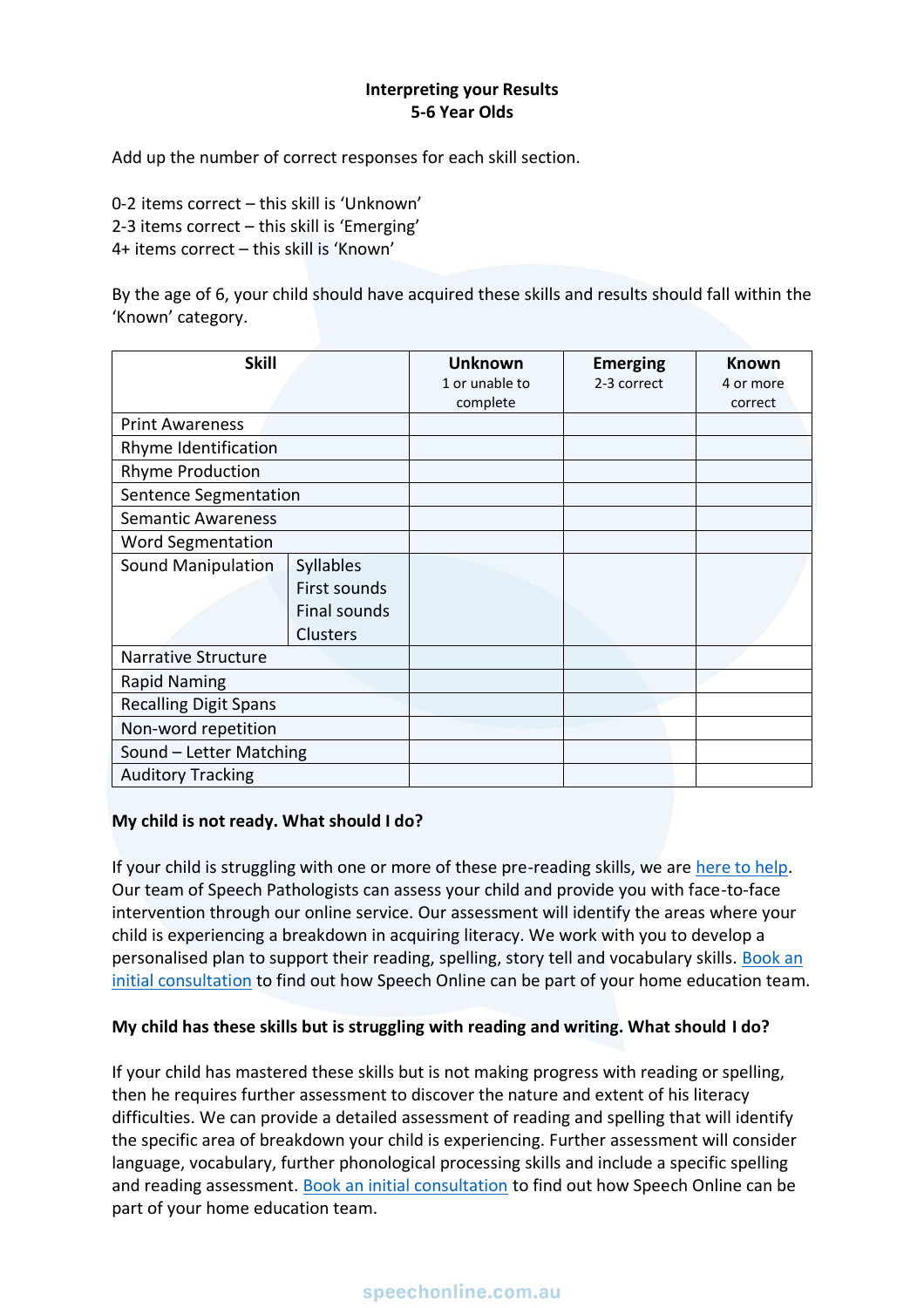**Interpreting your Results**
**5-6 Year Olds**

Add up the number of correct responses for each skill section.

0-2 items correct – this skill is 'Unknown'
2-3 items correct – this skill is 'Emerging'
4+ items correct – this skill is 'Known'

By the age of 6, your child should have acquired these skills and results should fall within the 'Known' category.

| Skill | | **Unknown** 1 or unable to complete | **Emerging** 2-3 correct | **Known** 4 or more correct |
|---|---|---|---|---|
| Print Awareness | | | | |
| Rhyme Identification | | | | |
| Rhyme Production | | | | |
| Sentence Segmentation | | | | |
| Semantic Awareness | | | | |
| Word Segmentation | | | | |
| Sound Manipulation | Syllables<br>First sounds<br>Final sounds<br>Clusters | | | |
| Narrative Structure | | | | |
| Rapid Naming | | | | |
| Recalling Digit Spans | | | | |
| Non-word repetition | | | | |
| Sound – Letter Matching | | | | |
| Auditory Tracking | | | | |

**My child is not ready. What should I do?**

If your child is struggling with one or more of these pre-reading skills, we are here to help. Our team of Speech Pathologists can assess your child and provide you with face-to-face intervention through our online service. Our assessment will identify the areas where your child is experiencing a breakdown in acquiring literacy. We work with you to develop a personalised plan to support their reading, spelling, story tell and vocabulary skills. Book an initial consultation to find out how Speech Online can be part of your home education team.

**My child has these skills but is struggling with reading and writing. What should I do?**

If your child has mastered these skills but is not making progress with reading or spelling, then he requires further assessment to discover the nature and extent of his literacy difficulties. We can provide a detailed assessment of reading and spelling that will identify the specific area of breakdown your child is experiencing. Further assessment will consider language, vocabulary, further phonological processing skills and include a specific spelling and reading assessment. Book an initial consultation to find out how Speech Online can be part of your home education team.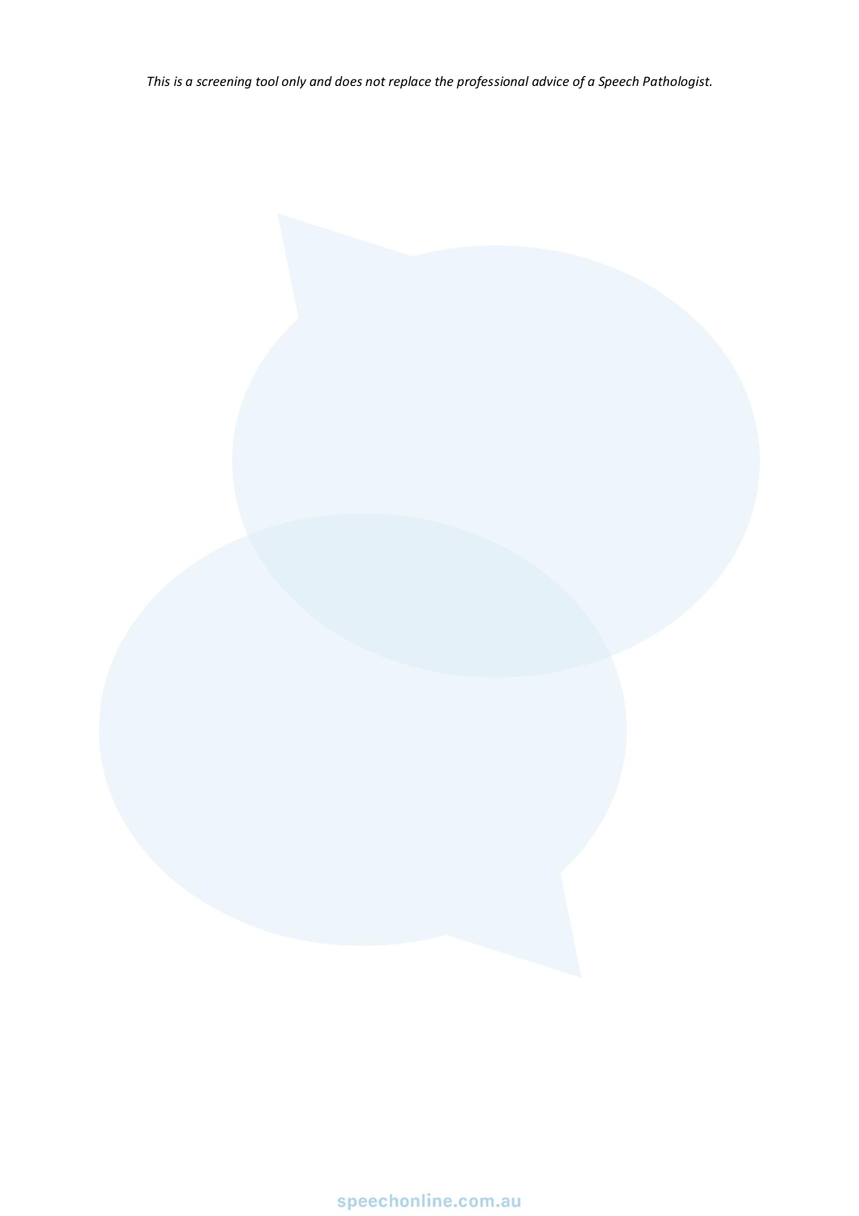*This is a screening tool only and does not replace the professional advice of a Speech Pathologist.*